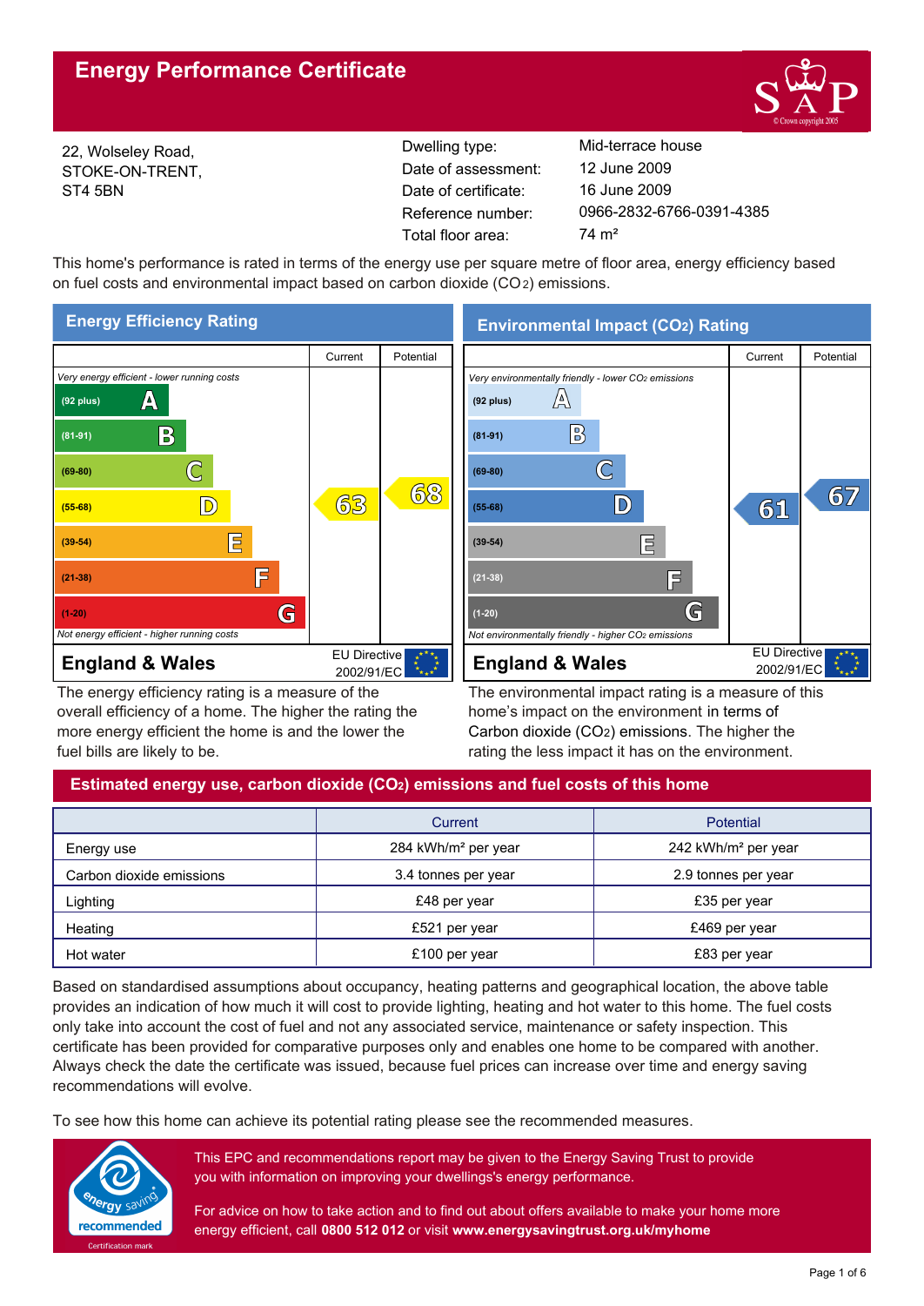# Energy Performance Certificate

22, Wolseley Road,
STOKE-ON-TRENT,
ST4 5BN

| | |
|---|---|
| Dwelling type: | Mid-terrace house |
| Date of assessment: | 12 June 2009 |
| Date of certificate: | 16 June 2009 |
| Reference number: | 0966-2832-6766-0391-4385 |
| Total floor area: | 74 m² |

This home's performance is rated in terms of the energy use per square metre of floor area, energy efficiency based on fuel costs and environmental impact based on carbon dioxide ($CO_2$) emissions.

## Energy Efficiency Rating

| Rating | Current | Potential |
|---|---|---|
| *Very energy efficient - lower running costs* | | |
| (92 plus) A | | |
| (81-91) B | | |
| (69-80) C | | |
| (55-68) D | 63 | 68 |
| (39-54) E | | |
| (21-38) F | | |
| (1-20) G | | |
| *Not energy efficient - higher running costs* | | |

England & Wales — EU Directive 2002/91/EC

The energy efficiency rating is a measure of the overall efficiency of a home. The higher the rating the more energy efficient the home is and the lower the fuel bills are likely to be.

## Environmental Impact ($CO_2$) Rating

| Rating | Current | Potential |
|---|---|---|
| *Very environmentally friendly - lower $CO_2$ emissions* | | |
| (92 plus) A | | |
| (81-91) B | | |
| (69-80) C | | 67 |
| (55-68) D | 61 | |
| (39-54) E | | |
| (21-38) F | | |
| (1-20) G | | |
| *Not environmentally friendly - higher $CO_2$ emissions* | | |

England & Wales — EU Directive 2002/91/EC

The environmental impact rating is a measure of this home's impact on the environment in terms of Carbon dioxide ($CO_2$) emissions. The higher the rating the less impact it has on the environment.

## Estimated energy use, carbon dioxide ($CO_2$) emissions and fuel costs of this home

| | Current | Potential |
|---|---|---|
| Energy use | 284 kWh/m² per year | 242 kWh/m² per year |
| Carbon dioxide emissions | 3.4 tonnes per year | 2.9 tonnes per year |
| Lighting | £48 per year | £35 per year |
| Heating | £521 per year | £469 per year |
| Hot water | £100 per year | £83 per year |

Based on standardised assumptions about occupancy, heating patterns and geographical location, the above table provides an indication of how much it will cost to provide lighting, heating and hot water to this home. The fuel costs only take into account the cost of fuel and not any associated service, maintenance or safety inspection. This certificate has been provided for comparative purposes only and enables one home to be compared with another. Always check the date the certificate was issued, because fuel prices can increase over time and energy saving recommendations will evolve.

To see how this home can achieve its potential rating please see the recommended measures.

This EPC and recommendations report may be given to the Energy Saving Trust to provide you with information on improving your dwellings's energy performance.

For advice on how to take action and to find out about offers available to make your home more energy efficient, call **0800 512 012** or visit **www.energysavingtrust.org.uk/myhome**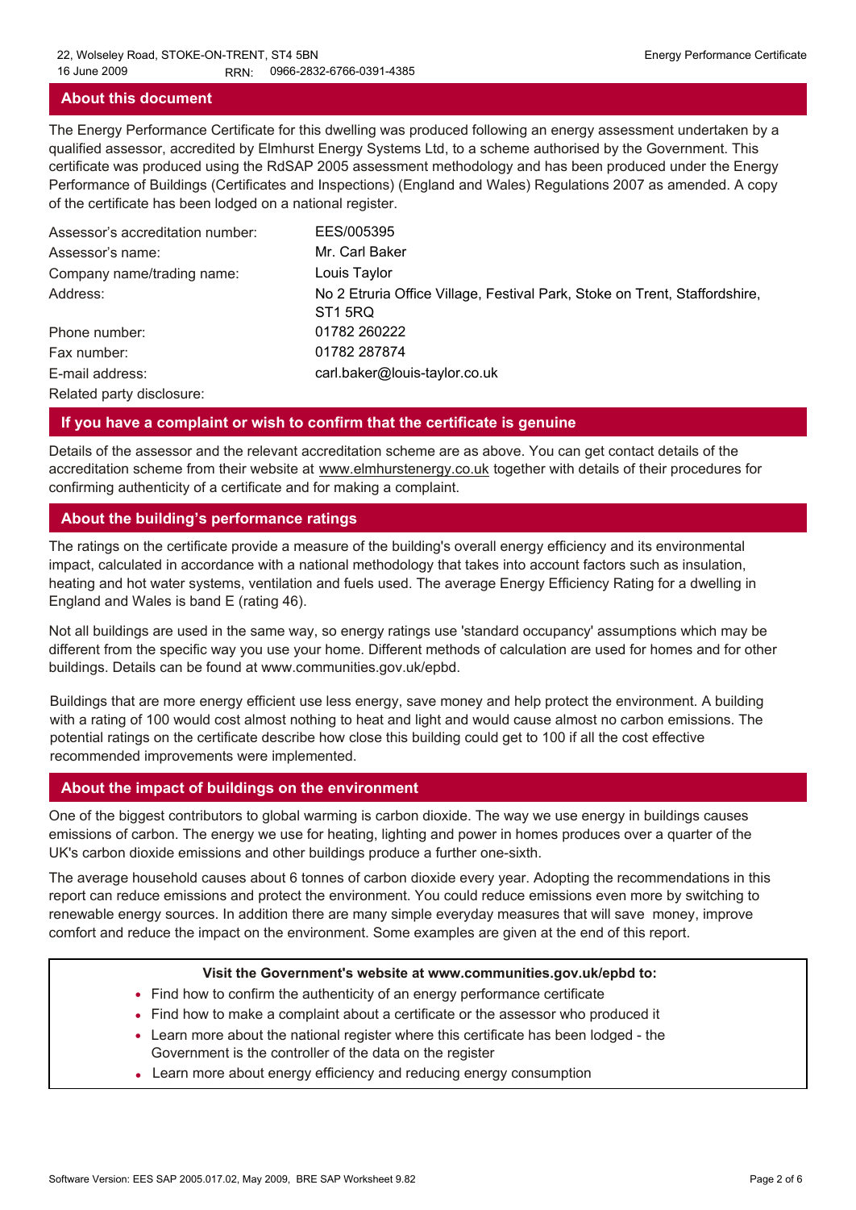## About this document

The Energy Performance Certificate for this dwelling was produced following an energy assessment undertaken by a qualified assessor, accredited by Elmhurst Energy Systems Ltd, to a scheme authorised by the Government. This certificate was produced using the RdSAP 2005 assessment methodology and has been produced under the Energy Performance of Buildings (Certificates and Inspections) (England and Wales) Regulations 2007 as amended. A copy of the certificate has been lodged on a national register.

| | |
|---|---|
| Assessor's accreditation number: | EES/005395 |
| Assessor's name: | Mr. Carl Baker |
| Company name/trading name: | Louis Taylor |
| Address: | No 2 Etruria Office Village, Festival Park, Stoke on Trent, Staffordshire, ST1 5RQ |
| Phone number: | 01782 260222 |
| Fax number: | 01782 287874 |
| E-mail address: | carl.baker@louis-taylor.co.uk |
| Related party disclosure: | |

## If you have a complaint or wish to confirm that the certificate is genuine

Details of the assessor and the relevant accreditation scheme are as above. You can get contact details of the accreditation scheme from their website at www.elmhurstenergy.co.uk together with details of their procedures for confirming authenticity of a certificate and for making a complaint.

## About the building's performance ratings

The ratings on the certificate provide a measure of the building's overall energy efficiency and its environmental impact, calculated in accordance with a national methodology that takes into account factors such as insulation, heating and hot water systems, ventilation and fuels used. The average Energy Efficiency Rating for a dwelling in England and Wales is band E (rating 46).

Not all buildings are used in the same way, so energy ratings use 'standard occupancy' assumptions which may be different from the specific way you use your home. Different methods of calculation are used for homes and for other buildings. Details can be found at www.communities.gov.uk/epbd.

Buildings that are more energy efficient use less energy, save money and help protect the environment. A building with a rating of 100 would cost almost nothing to heat and light and would cause almost no carbon emissions. The potential ratings on the certificate describe how close this building could get to 100 if all the cost effective recommended improvements were implemented.

## About the impact of buildings on the environment

One of the biggest contributors to global warming is carbon dioxide. The way we use energy in buildings causes emissions of carbon. The energy we use for heating, lighting and power in homes produces over a quarter of the UK's carbon dioxide emissions and other buildings produce a further one-sixth.

The average household causes about 6 tonnes of carbon dioxide every year. Adopting the recommendations in this report can reduce emissions and protect the environment. You could reduce emissions even more by switching to renewable energy sources. In addition there are many simple everyday measures that will save money, improve comfort and reduce the impact on the environment. Some examples are given at the end of this report.

**Visit the Government's website at www.communities.gov.uk/epbd to:**

- Find how to confirm the authenticity of an energy performance certificate
- Find how to make a complaint about a certificate or the assessor who produced it
- Learn more about the national register where this certificate has been lodged - the Government is the controller of the data on the register
- Learn more about energy efficiency and reducing energy consumption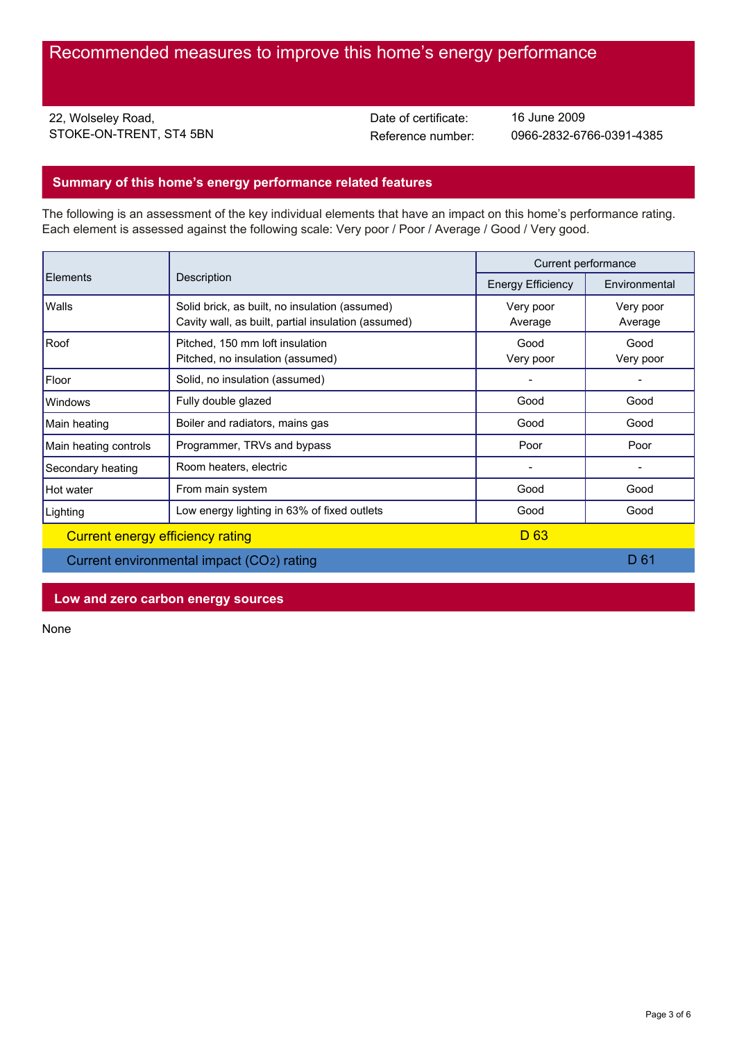# Recommended measures to improve this home's energy performance

22, Wolseley Road,
STOKE-ON-TRENT, ST4 5BN

Date of certificate: 16 June 2009
Reference number: 0966-2832-6766-0391-4385

## Summary of this home's energy performance related features

The following is an assessment of the key individual elements that have an impact on this home's performance rating. Each element is assessed against the following scale: Very poor / Poor / Average / Good / Very good.

| Elements | Description | Current performance | |
|---|---|---|---|
| | | Energy Efficiency | Environmental |
| Walls | Solid brick, as built, no insulation (assumed)<br>Cavity wall, as built, partial insulation (assumed) | Very poor<br>Average | Very poor<br>Average |
| Roof | Pitched, 150 mm loft insulation<br>Pitched, no insulation (assumed) | Good<br>Very poor | Good<br>Very poor |
| Floor | Solid, no insulation (assumed) | - | - |
| Windows | Fully double glazed | Good | Good |
| Main heating | Boiler and radiators, mains gas | Good | Good |
| Main heating controls | Programmer, TRVs and bypass | Poor | Poor |
| Secondary heating | Room heaters, electric | - | - |
| Hot water | From main system | Good | Good |
| Lighting | Low energy lighting in 63% of fixed outlets | Good | Good |
| Current energy efficiency rating | | D 63 | |
| Current environmental impact ($CO_2$) rating | | | D 61 |

## Low and zero carbon energy sources

None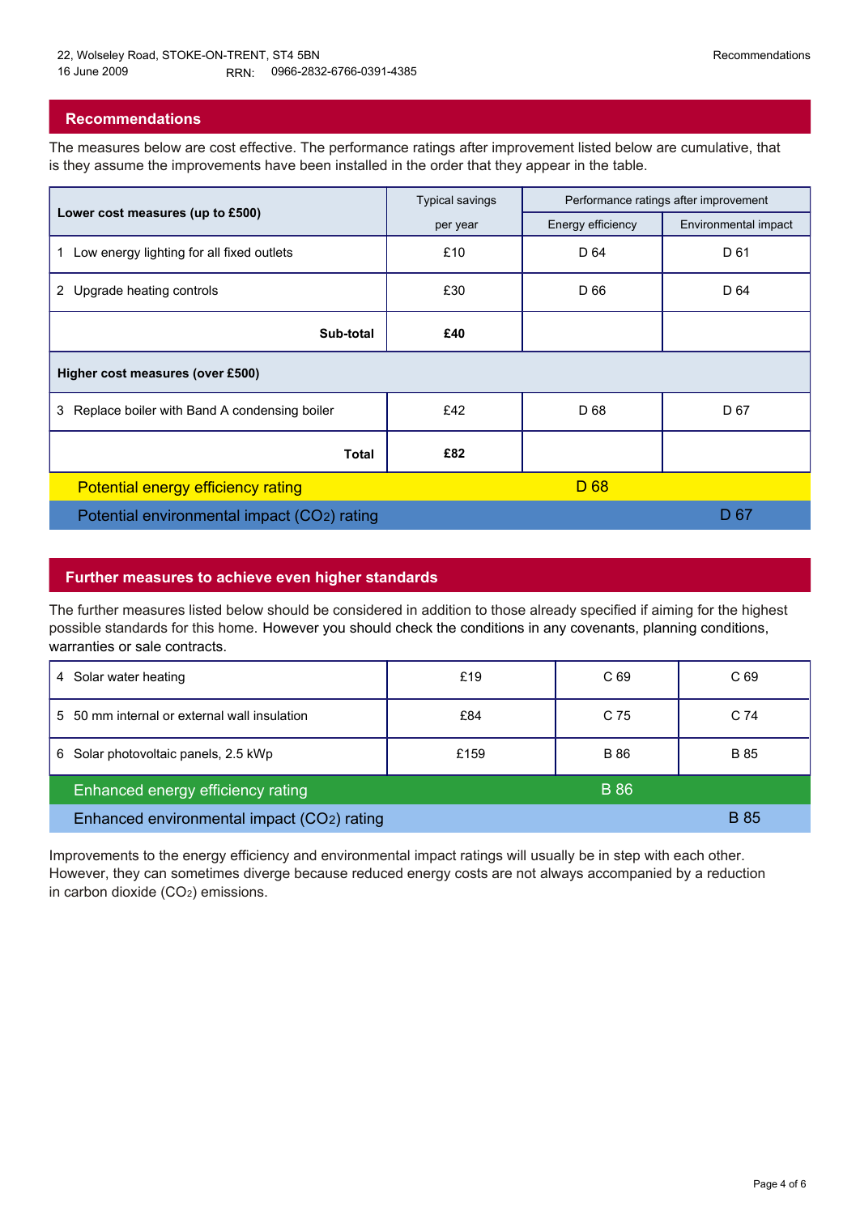22, Wolseley Road, STOKE-ON-TRENT, ST4 5BN
16 June 2009 RRN: 0966-2832-6766-0391-4385

## Recommendations

The measures below are cost effective. The performance ratings after improvement listed below are cumulative, that is they assume the improvements have been installed in the order that they appear in the table.

| Lower cost measures (up to £500) | Typical savings per year | Performance ratings after improvement | |
|---|---|---|---|
| | | Energy efficiency | Environmental impact |
| 1 Low energy lighting for all fixed outlets | £10 | D 64 | D 61 |
| 2 Upgrade heating controls | £30 | D 66 | D 64 |
| **Sub-total** | **£40** | | |
| **Higher cost measures (over £500)** | | | |
| 3 Replace boiler with Band A condensing boiler | £42 | D 68 | D 67 |
| **Total** | **£82** | | |
| Potential energy efficiency rating | | D 68 | |
| Potential environmental impact ($CO_2$) rating | | | D 67 |

## Further measures to achieve even higher standards

The further measures listed below should be considered in addition to those already specified if aiming for the highest possible standards for this home. However you should check the conditions in any covenants, planning conditions, warranties or sale contracts.

| Measure | Typical savings per year | Energy efficiency | Environmental impact |
|---|---|---|---|
| 4 Solar water heating | £19 | C 69 | C 69 |
| 5 50 mm internal or external wall insulation | £84 | C 75 | C 74 |
| 6 Solar photovoltaic panels, 2.5 kWp | £159 | B 86 | B 85 |
| Enhanced energy efficiency rating | | B 86 | |
| Enhanced environmental impact ($CO_2$) rating | | | B 85 |

Improvements to the energy efficiency and environmental impact ratings will usually be in step with each other. However, they can sometimes diverge because reduced energy costs are not always accompanied by a reduction in carbon dioxide ($CO_2$) emissions.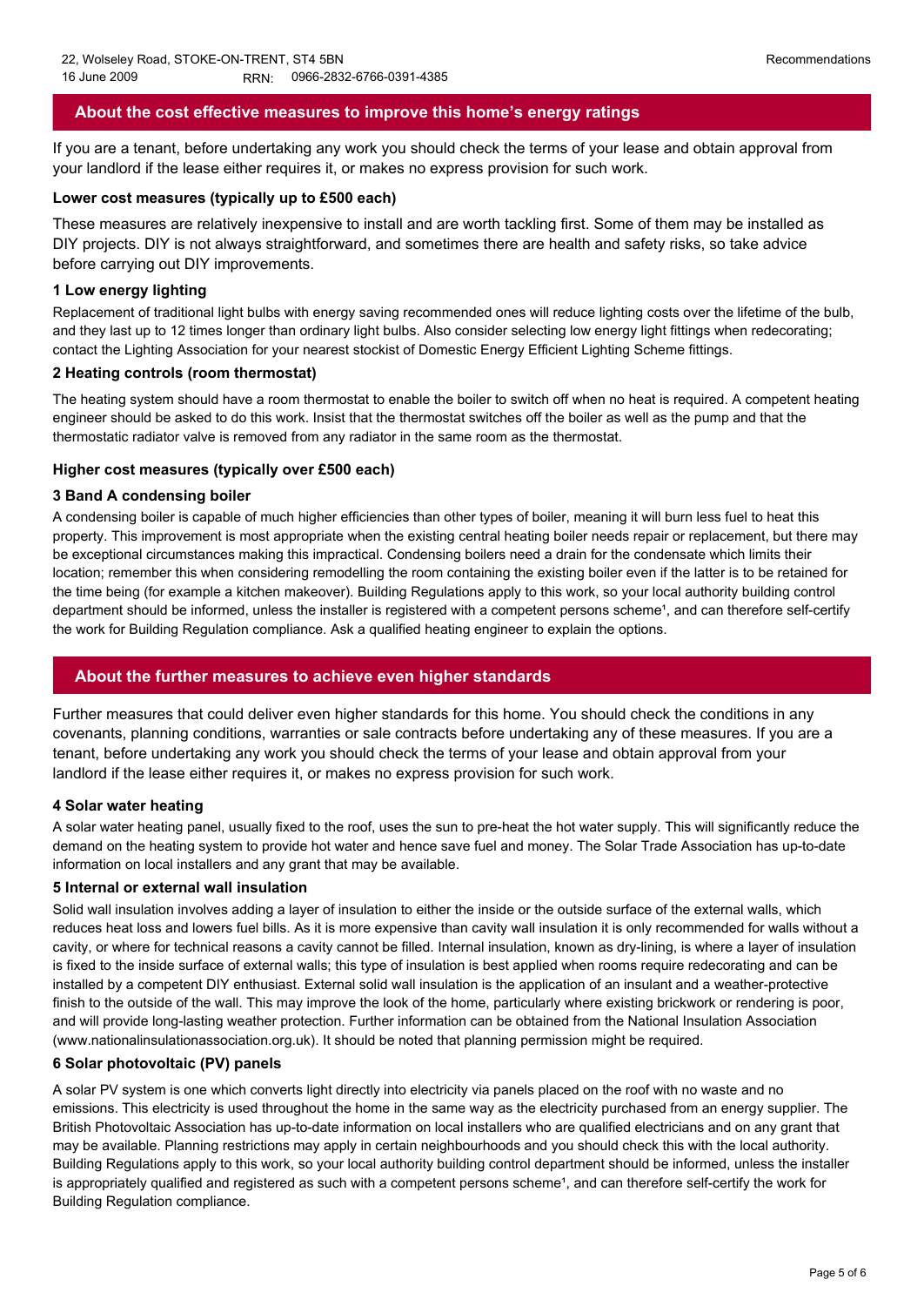## About the cost effective measures to improve this home's energy ratings

If you are a tenant, before undertaking any work you should check the terms of your lease and obtain approval from your landlord if the lease either requires it, or makes no express provision for such work.

**Lower cost measures (typically up to £500 each)**

These measures are relatively inexpensive to install and are worth tackling first. Some of them may be installed as DIY projects. DIY is not always straightforward, and sometimes there are health and safety risks, so take advice before carrying out DIY improvements.

**1 Low energy lighting**

Replacement of traditional light bulbs with energy saving recommended ones will reduce lighting costs over the lifetime of the bulb, and they last up to 12 times longer than ordinary light bulbs. Also consider selecting low energy light fittings when redecorating; contact the Lighting Association for your nearest stockist of Domestic Energy Efficient Lighting Scheme fittings.

**2 Heating controls (room thermostat)**

The heating system should have a room thermostat to enable the boiler to switch off when no heat is required. A competent heating engineer should be asked to do this work. Insist that the thermostat switches off the boiler as well as the pump and that the thermostatic radiator valve is removed from any radiator in the same room as the thermostat.

**Higher cost measures (typically over £500 each)**

**3 Band A condensing boiler**

A condensing boiler is capable of much higher efficiencies than other types of boiler, meaning it will burn less fuel to heat this property. This improvement is most appropriate when the existing central heating boiler needs repair or replacement, but there may be exceptional circumstances making this impractical. Condensing boilers need a drain for the condensate which limits their location; remember this when considering remodelling the room containing the existing boiler even if the latter is to be retained for the time being (for example a kitchen makeover). Building Regulations apply to this work, so your local authority building control department should be informed, unless the installer is registered with a competent persons scheme[1], and can therefore self-certify the work for Building Regulation compliance. Ask a qualified heating engineer to explain the options.

## About the further measures to achieve even higher standards

Further measures that could deliver even higher standards for this home. You should check the conditions in any covenants, planning conditions, warranties or sale contracts before undertaking any of these measures. If you are a tenant, before undertaking any work you should check the terms of your lease and obtain approval from your landlord if the lease either requires it, or makes no express provision for such work.

**4 Solar water heating**

A solar water heating panel, usually fixed to the roof, uses the sun to pre-heat the hot water supply. This will significantly reduce the demand on the heating system to provide hot water and hence save fuel and money. The Solar Trade Association has up-to-date information on local installers and any grant that may be available.

**5 Internal or external wall insulation**

Solid wall insulation involves adding a layer of insulation to either the inside or the outside surface of the external walls, which reduces heat loss and lowers fuel bills. As it is more expensive than cavity wall insulation it is only recommended for walls without a cavity, or where for technical reasons a cavity cannot be filled. Internal insulation, known as dry-lining, is where a layer of insulation is fixed to the inside surface of external walls; this type of insulation is best applied when rooms require redecorating and can be installed by a competent DIY enthusiast. External solid wall insulation is the application of an insulant and a weather-protective finish to the outside of the wall. This may improve the look of the home, particularly where existing brickwork or rendering is poor, and will provide long-lasting weather protection. Further information can be obtained from the National Insulation Association (www.nationalinsulationassociation.org.uk). It should be noted that planning permission might be required.

**6 Solar photovoltaic (PV) panels**

A solar PV system is one which converts light directly into electricity via panels placed on the roof with no waste and no emissions. This electricity is used throughout the home in the same way as the electricity purchased from an energy supplier. The British Photovoltaic Association has up-to-date information on local installers who are qualified electricians and on any grant that may be available. Planning restrictions may apply in certain neighbourhoods and you should check this with the local authority. Building Regulations apply to this work, so your local authority building control department should be informed, unless the installer is appropriately qualified and registered as such with a competent persons scheme[1], and can therefore self-certify the work for Building Regulation compliance.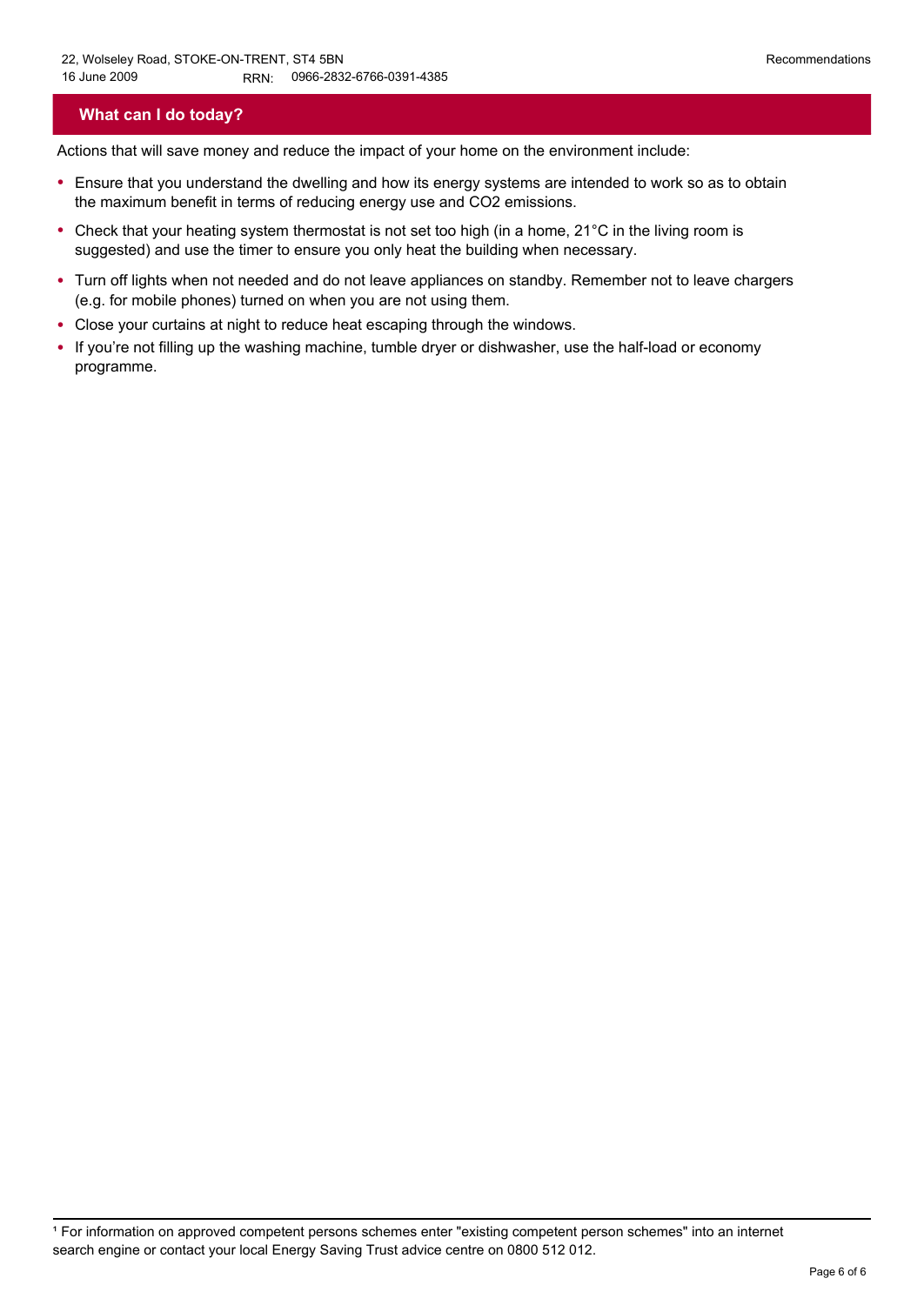## What can I do today?

Actions that will save money and reduce the impact of your home on the environment include:

- Ensure that you understand the dwelling and how its energy systems are intended to work so as to obtain the maximum benefit in terms of reducing energy use and $CO_2$ emissions.
- Check that your heating system thermostat is not set too high (in a home, 21°C in the living room is suggested) and use the timer to ensure you only heat the building when necessary.
- Turn off lights when not needed and do not leave appliances on standby. Remember not to leave chargers (e.g. for mobile phones) turned on when you are not using them.
- Close your curtains at night to reduce heat escaping through the windows.
- If you're not filling up the washing machine, tumble dryer or dishwasher, use the half-load or economy programme.

---

[1] For information on approved competent persons schemes enter "existing competent person schemes" into an internet search engine or contact your local Energy Saving Trust advice centre on 0800 512 012.